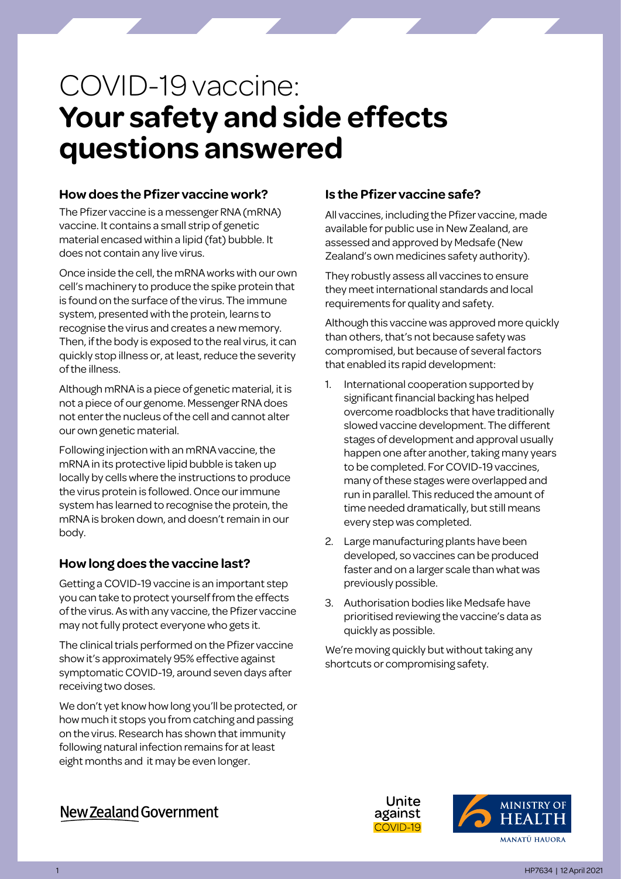# COVID-19 vaccine: **Your safety and side effects questions answered**

### How does the Pfizer vaccine work?

The Pfizer vaccine is a messenger RNA (mRNA) vaccine. It contains a small strip of genetic material encased within a lipid (fat) bubble. It does not contain any live virus.

Once inside the cell, the mRNA works with our own cell's machinery to produce the spike protein that is found on the surface of the virus. The immune system, presented with the protein, learns to recognise the virus and creates a new memory. Then, if the body is exposed to the real virus, it can quickly stop illness or, at least, reduce the severity of the illness.

Although mRNA is a piece of genetic material, it is not a piece of our genome. Messenger RNA does not enter the nucleus of the cell and cannot alter our own genetic material.

Following injection with an mRNA vaccine, the mRNA in its protective lipid bubble is taken up locally by cells where the instructions to produce the virus protein is followed. Once our immune system has learned to recognise the protein, the mRNA is broken down, and doesn't remain in our body.

### How long does the vaccine last?

Getting a COVID-19 vaccine is an important step you can take to protect yourself from the effects of the virus. As with any vaccine, the Pfizer vaccine may not fully protect everyone who gets it.

The clinical trials performed on the Pfizer vaccine show it's approximately 95% effective against symptomatic COVID-19, around seven days after receiving two doses.

We don't yet know how long you'll be protected, or how much it stops you from catching and passing on the virus. Research has shown that immunity following natural infection remains for at least eight months and it may be even longer.

### Is the Pfizer vaccine safe?

All vaccines, including the Pfizer vaccine, made available for public use in New Zealand, are assessed and approved by Medsafe (New Zealand's own medicines safety authority).

They robustly assess all vaccines to ensure they meet international standards and local requirements for quality and safety.

Although this vaccine was approved more quickly than others, that's not because safety was compromised, but because of several factors that enabled its rapid development:

1. International cooperation supported by significant financial backing has helped overcome roadblocks that have traditionally slowed vaccine development. The different stages of development and approval usually happen one after another, taking many years to be completed. For COVID-19 vaccines, many of these stages were overlapped and run in parallel. This reduced the amount of time needed dramatically, but still means every step was completed.
2. Large manufacturing plants have been developed, so vaccines can be produced faster and on a larger scale than what was previously possible.
3. Authorisation bodies like Medsafe have prioritised reviewing the vaccine's data as quickly as possible.

We're moving quickly but without taking any shortcuts or compromising safety.

New Zealand Government

Unite against COVID-19

MINISTRY OF HEALTH
MANATŪ HAUORA

HP7634 | 12 April 2021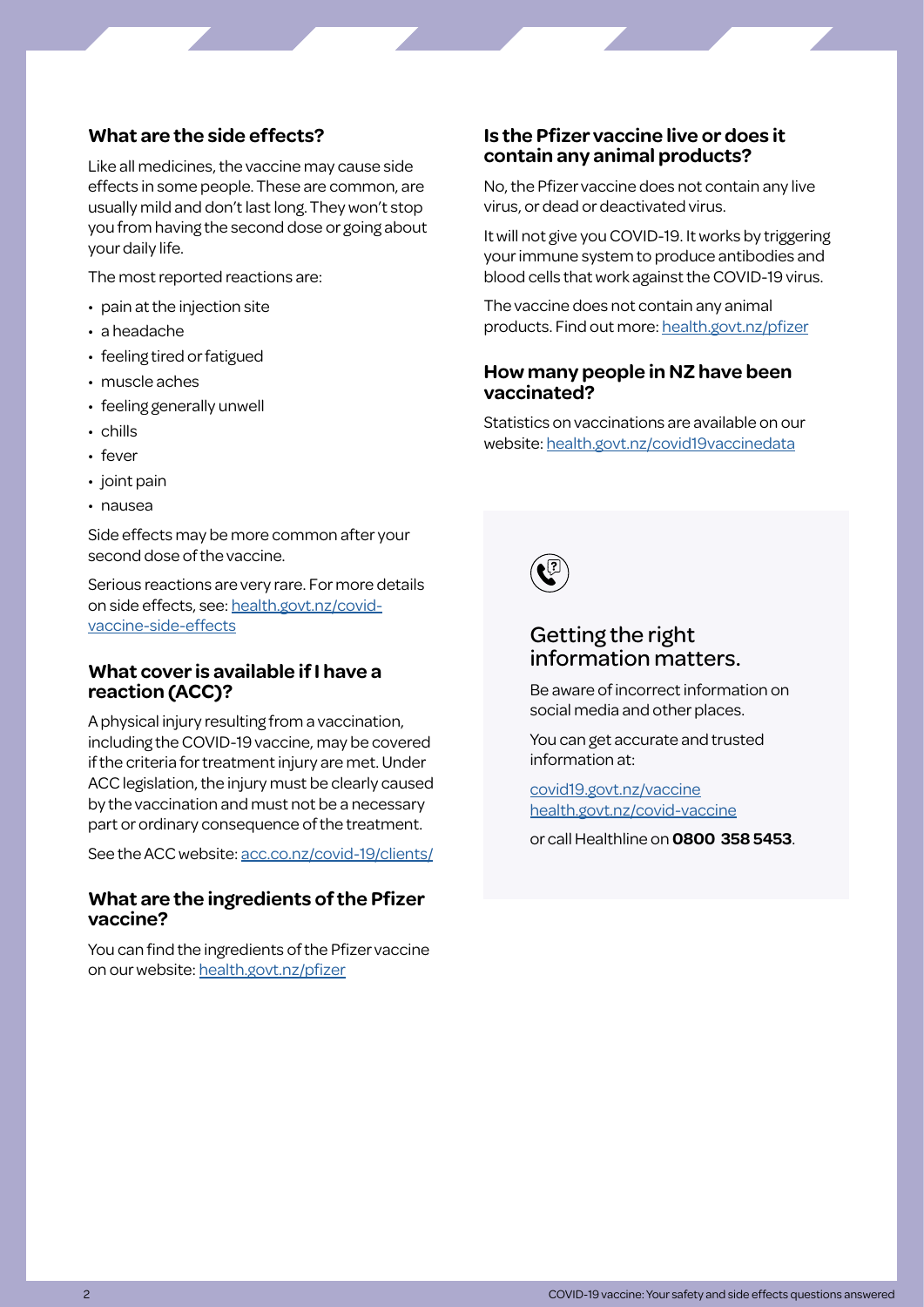## What are the side effects?

Like all medicines, the vaccine may cause side effects in some people. These are common, are usually mild and don't last long. They won't stop you from having the second dose or going about your daily life.

The most reported reactions are:

- pain at the injection site
- a headache
- feeling tired or fatigued
- muscle aches
- feeling generally unwell
- chills
- fever
- joint pain
- nausea

Side effects may be more common after your second dose of the vaccine.

Serious reactions are very rare. For more details on side effects, see: health.govt.nz/covid-vaccine-side-effects

## What cover is available if I have a reaction (ACC)?

A physical injury resulting from a vaccination, including the COVID-19 vaccine, may be covered if the criteria for treatment injury are met. Under ACC legislation, the injury must be clearly caused by the vaccination and must not be a necessary part or ordinary consequence of the treatment.

See the ACC website: acc.co.nz/covid-19/clients/

## What are the ingredients of the Pfizer vaccine?

You can find the ingredients of the Pfizer vaccine on our website: health.govt.nz/pfizer

## Is the Pfizer vaccine live or does it contain any animal products?

No, the Pfizer vaccine does not contain any live virus, or dead or deactivated virus.

It will not give you COVID-19. It works by triggering your immune system to produce antibodies and blood cells that work against the COVID-19 virus.

The vaccine does not contain any animal products. Find out more: health.govt.nz/pfizer

## How many people in NZ have been vaccinated?

Statistics on vaccinations are available on our website: health.govt.nz/covid19vaccinedata

## Getting the right information matters.

Be aware of incorrect information on social media and other places.

You can get accurate and trusted information at:

covid19.govt.nz/vaccine
health.govt.nz/covid-vaccine

or call Healthline on **0800 358 5453**.